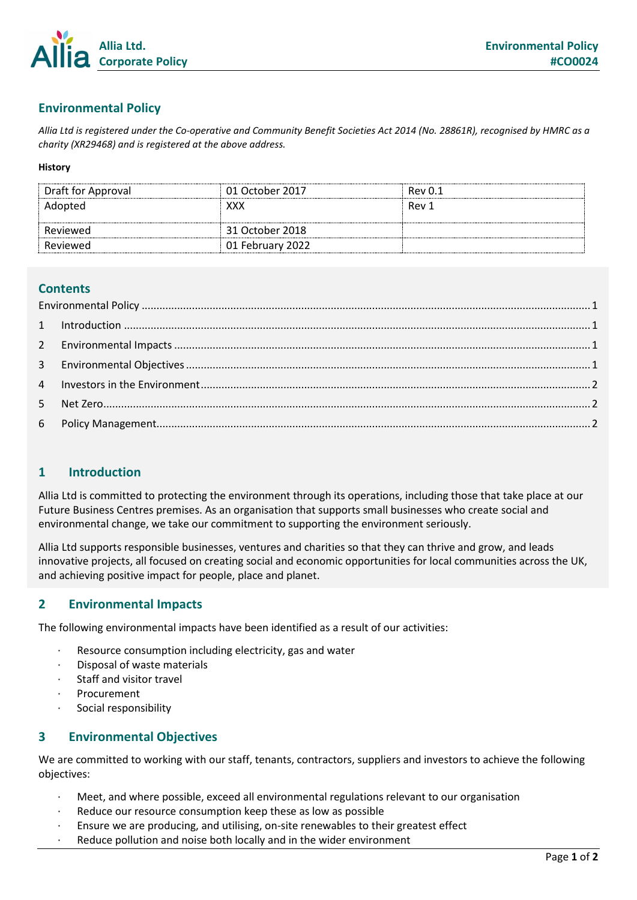## Environmental Policy

*Allia Ltd is registered under the Co-operative and Community Benefit Societies Act 2014 (No. 28861R), recognised by HMRC as a charity (XR29468) and is registered at the above address.*

**History**

| Draft for Approval | 01 October 2017 | Rev 0.1 |
|---|---|---|
| Adopted | XXX | Rev 1 |
| Reviewed | 31 October 2018 | |
| Reviewed | 01 February 2022 | |

## Contents

Environmental Policy ..... 1
1 Introduction ..... 1
2 Environmental Impacts ..... 1
3 Environmental Objectives ..... 1
4 Investors in the Environment ..... 2
5 Net Zero ..... 2
6 Policy Management ..... 2

## 1 Introduction

Allia Ltd is committed to protecting the environment through its operations, including those that take place at our Future Business Centres premises. As an organisation that supports small businesses who create social and environmental change, we take our commitment to supporting the environment seriously.

Allia Ltd supports responsible businesses, ventures and charities so that they can thrive and grow, and leads innovative projects, all focused on creating social and economic opportunities for local communities across the UK, and achieving positive impact for people, place and planet.

## 2 Environmental Impacts

The following environmental impacts have been identified as a result of our activities:

- Resource consumption including electricity, gas and water
- Disposal of waste materials
- Staff and visitor travel
- Procurement
- Social responsibility

## 3 Environmental Objectives

We are committed to working with our staff, tenants, contractors, suppliers and investors to achieve the following objectives:

- Meet, and where possible, exceed all environmental regulations relevant to our organisation
- Reduce our resource consumption keep these as low as possible
- Ensure we are producing, and utilising, on-site renewables to their greatest effect
- Reduce pollution and noise both locally and in the wider environment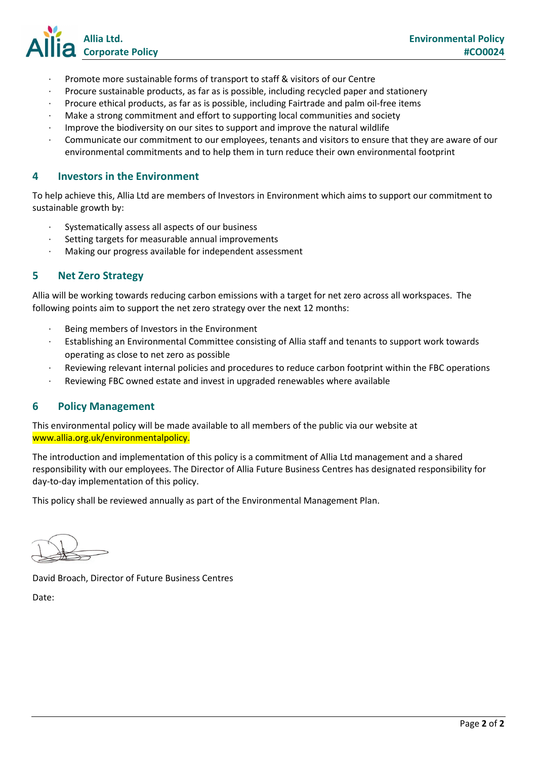- Promote more sustainable forms of transport to staff & visitors of our Centre
- Procure sustainable products, as far as is possible, including recycled paper and stationery
- Procure ethical products, as far as is possible, including Fairtrade and palm oil-free items
- Make a strong commitment and effort to supporting local communities and society
- Improve the biodiversity on our sites to support and improve the natural wildlife
- Communicate our commitment to our employees, tenants and visitors to ensure that they are aware of our environmental commitments and to help them in turn reduce their own environmental footprint

## 4 Investors in the Environment

To help achieve this, Allia Ltd are members of Investors in Environment which aims to support our commitment to sustainable growth by:

- Systematically assess all aspects of our business
- Setting targets for measurable annual improvements
- Making our progress available for independent assessment

## 5 Net Zero Strategy

Allia will be working towards reducing carbon emissions with a target for net zero across all workspaces. The following points aim to support the net zero strategy over the next 12 months:

- Being members of Investors in the Environment
- Establishing an Environmental Committee consisting of Allia staff and tenants to support work towards operating as close to net zero as possible
- Reviewing relevant internal policies and procedures to reduce carbon footprint within the FBC operations
- Reviewing FBC owned estate and invest in upgraded renewables where available

## 6 Policy Management

This environmental policy will be made available to all members of the public via our website at www.allia.org.uk/environmentalpolicy.

The introduction and implementation of this policy is a commitment of Allia Ltd management and a shared responsibility with our employees. The Director of Allia Future Business Centres has designated responsibility for day-to-day implementation of this policy.

This policy shall be reviewed annually as part of the Environmental Management Plan.

David Broach, Director of Future Business Centres

Date: